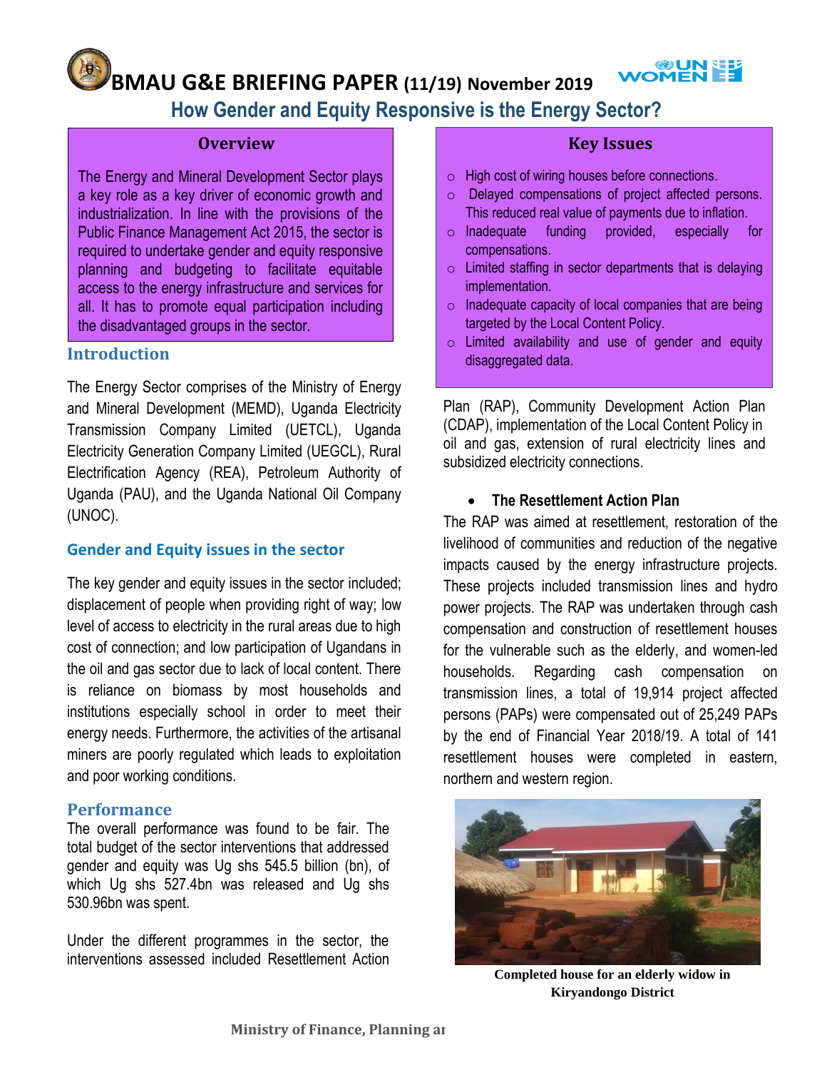# BMAU G&E BRIEFING PAPER (11/19) November 2019

## How Gender and Equity Responsive is the Energy Sector?

### Overview

The Energy and Mineral Development Sector plays a key role as a key driver of economic growth and industrialization. In line with the provisions of the Public Finance Management Act 2015, the sector is required to undertake gender and equity responsive planning and budgeting to facilitate equitable access to the energy infrastructure and services for all. It has to promote equal participation including the disadvantaged groups in the sector.

### Key Issues

- High cost of wiring houses before connections.
- Delayed compensations of project affected persons. This reduced real value of payments due to inflation.
- Inadequate funding provided, especially for compensations.
- Limited staffing in sector departments that is delaying implementation.
- Inadequate capacity of local companies that are being targeted by the Local Content Policy.
- Limited availability and use of gender and equity disaggregated data.

## Introduction

The Energy Sector comprises of the Ministry of Energy and Mineral Development (MEMD), Uganda Electricity Transmission Company Limited (UETCL), Uganda Electricity Generation Company Limited (UEGCL), Rural Electrification Agency (REA), Petroleum Authority of Uganda (PAU), and the Uganda National Oil Company (UNOC).

## Gender and Equity issues in the sector

The key gender and equity issues in the sector included; displacement of people when providing right of way; low level of access to electricity in the rural areas due to high cost of connection; and low participation of Ugandans in the oil and gas sector due to lack of local content. There is reliance on biomass by most households and institutions especially school in order to meet their energy needs. Furthermore, the activities of the artisanal miners are poorly regulated which leads to exploitation and poor working conditions.

## Performance

The overall performance was found to be fair. The total budget of the sector interventions that addressed gender and equity was Ug shs 545.5 billion (bn), of which Ug shs 527.4bn was released and Ug shs 530.96bn was spent.

Under the different programmes in the sector, the interventions assessed included Resettlement Action Plan (RAP), Community Development Action Plan (CDAP), implementation of the Local Content Policy in oil and gas, extension of rural electricity lines and subsidized electricity connections.

- **The Resettlement Action Plan**

The RAP was aimed at resettlement, restoration of the livelihood of communities and reduction of the negative impacts caused by the energy infrastructure projects. These projects included transmission lines and hydro power projects. The RAP was undertaken through cash compensation and construction of resettlement houses for the vulnerable such as the elderly, and women-led households. Regarding cash compensation on transmission lines, a total of 19,914 project affected persons (PAPs) were compensated out of 25,249 PAPs by the end of Financial Year 2018/19. A total of 141 resettlement houses were completed in eastern, northern and western region.

**Completed house for an elderly widow in Kiryandongo District**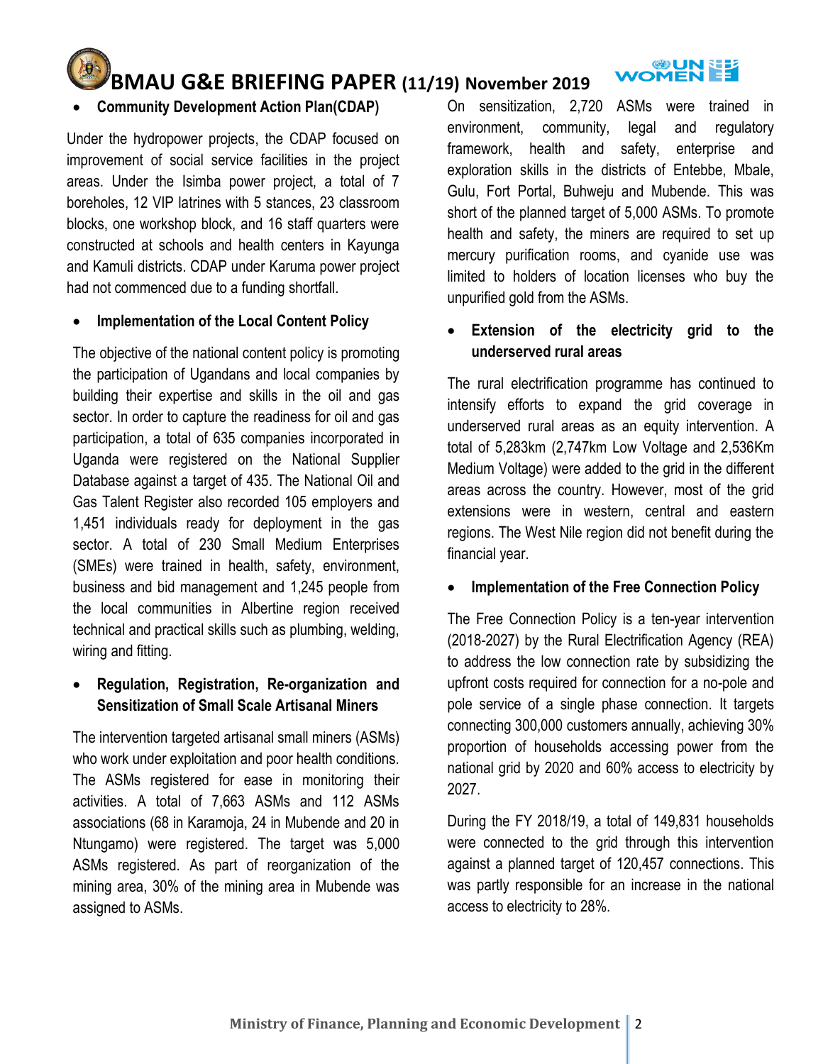- **Community Development Action Plan(CDAP)**

Under the hydropower projects, the CDAP focused on improvement of social service facilities in the project areas. Under the Isimba power project, a total of 7 boreholes, 12 VIP latrines with 5 stances, 23 classroom blocks, one workshop block, and 16 staff quarters were constructed at schools and health centers in Kayunga and Kamuli districts. CDAP under Karuma power project had not commenced due to a funding shortfall.

- **Implementation of the Local Content Policy**

The objective of the national content policy is promoting the participation of Ugandans and local companies by building their expertise and skills in the oil and gas sector. In order to capture the readiness for oil and gas participation, a total of 635 companies incorporated in Uganda were registered on the National Supplier Database against a target of 435. The National Oil and Gas Talent Register also recorded 105 employers and 1,451 individuals ready for deployment in the gas sector. A total of 230 Small Medium Enterprises (SMEs) were trained in health, safety, environment, business and bid management and 1,245 people from the local communities in Albertine region received technical and practical skills such as plumbing, welding, wiring and fitting.

- **Regulation, Registration, Re-organization and Sensitization of Small Scale Artisanal Miners**

The intervention targeted artisanal small miners (ASMs) who work under exploitation and poor health conditions. The ASMs registered for ease in monitoring their activities. A total of 7,663 ASMs and 112 ASMs associations (68 in Karamoja, 24 in Mubende and 20 in Ntungamo) were registered. The target was 5,000 ASMs registered. As part of reorganization of the mining area, 30% of the mining area in Mubende was assigned to ASMs.

On sensitization, 2,720 ASMs were trained in environment, community, legal and regulatory framework, health and safety, enterprise and exploration skills in the districts of Entebbe, Mbale, Gulu, Fort Portal, Buhweju and Mubende. This was short of the planned target of 5,000 ASMs. To promote health and safety, the miners are required to set up mercury purification rooms, and cyanide use was limited to holders of location licenses who buy the unpurified gold from the ASMs.

- **Extension of the electricity grid to the underserved rural areas**

The rural electrification programme has continued to intensify efforts to expand the grid coverage in underserved rural areas as an equity intervention. A total of 5,283km (2,747km Low Voltage and 2,536Km Medium Voltage) were added to the grid in the different areas across the country. However, most of the grid extensions were in western, central and eastern regions. The West Nile region did not benefit during the financial year.

- **Implementation of the Free Connection Policy**

The Free Connection Policy is a ten-year intervention (2018-2027) by the Rural Electrification Agency (REA) to address the low connection rate by subsidizing the upfront costs required for connection for a no-pole and pole service of a single phase connection. It targets connecting 300,000 customers annually, achieving 30% proportion of households accessing power from the national grid by 2020 and 60% access to electricity by 2027.

During the FY 2018/19, a total of 149,831 households were connected to the grid through this intervention against a planned target of 120,457 connections. This was partly responsible for an increase in the national access to electricity to 28%.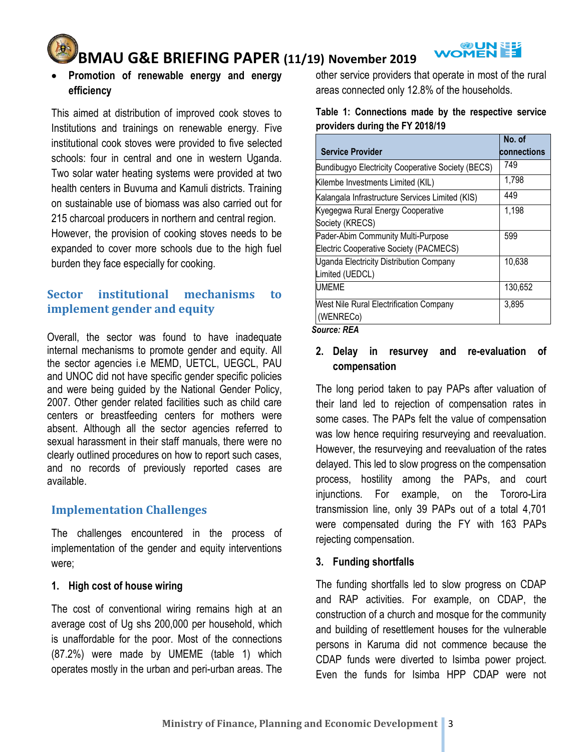- **Promotion of renewable energy and energy efficiency**

This aimed at distribution of improved cook stoves to Institutions and trainings on renewable energy. Five institutional cook stoves were provided to five selected schools: four in central and one in western Uganda. Two solar water heating systems were provided at two health centers in Buvuma and Kamuli districts. Training on sustainable use of biomass was also carried out for 215 charcoal producers in northern and central region. However, the provision of cooking stoves needs to be expanded to cover more schools due to the high fuel burden they face especially for cooking.

## Sector institutional mechanisms to implement gender and equity

Overall, the sector was found to have inadequate internal mechanisms to promote gender and equity. All the sector agencies i.e MEMD, UETCL, UEGCL, PAU and UNOC did not have specific gender specific policies and were being guided by the National Gender Policy, 2007. Other gender related facilities such as child care centers or breastfeeding centers for mothers were absent. Although all the sector agencies referred to sexual harassment in their staff manuals, there were no clearly outlined procedures on how to report such cases, and no records of previously reported cases are available.

## Implementation Challenges

The challenges encountered in the process of implementation of the gender and equity interventions were;

### 1. High cost of house wiring

The cost of conventional wiring remains high at an average cost of Ug shs 200,000 per household, which is unaffordable for the poor. Most of the connections (87.2%) were made by UMEME (table 1) which operates mostly in the urban and peri-urban areas. The other service providers that operate in most of the rural areas connected only 12.8% of the households.

**Table 1: Connections made by the respective service providers during the FY 2018/19**

| Service Provider | No. of connections |
|---|---|
| Bundibugyo Electricity Cooperative Society (BECS) | 749 |
| Kilembe Investments Limited (KIL) | 1,798 |
| Kalangala Infrastructure Services Limited (KIS) | 449 |
| Kyegegwa Rural Energy Cooperative Society (KRECS) | 1,198 |
| Pader-Abim Community Multi-Purpose Electric Cooperative Society (PACMECS) | 599 |
| Uganda Electricity Distribution Company Limited (UEDCL) | 10,638 |
| UMEME | 130,652 |
| West Nile Rural Electrification Company (WENRECo) | 3,895 |

*Source: REA*

### 2. Delay in resurvey and re-evaluation of compensation

The long period taken to pay PAPs after valuation of their land led to rejection of compensation rates in some cases. The PAPs felt the value of compensation was low hence requiring resurveying and reevaluation. However, the resurveying and reevaluation of the rates delayed. This led to slow progress on the compensation process, hostility among the PAPs, and court injunctions. For example, on the Tororo-Lira transmission line, only 39 PAPs out of a total 4,701 were compensated during the FY with 163 PAPs rejecting compensation.

### 3. Funding shortfalls

The funding shortfalls led to slow progress on CDAP and RAP activities. For example, on CDAP, the construction of a church and mosque for the community and building of resettlement houses for the vulnerable persons in Karuma did not commence because the CDAP funds were diverted to Isimba power project. Even the funds for Isimba HPP CDAP were not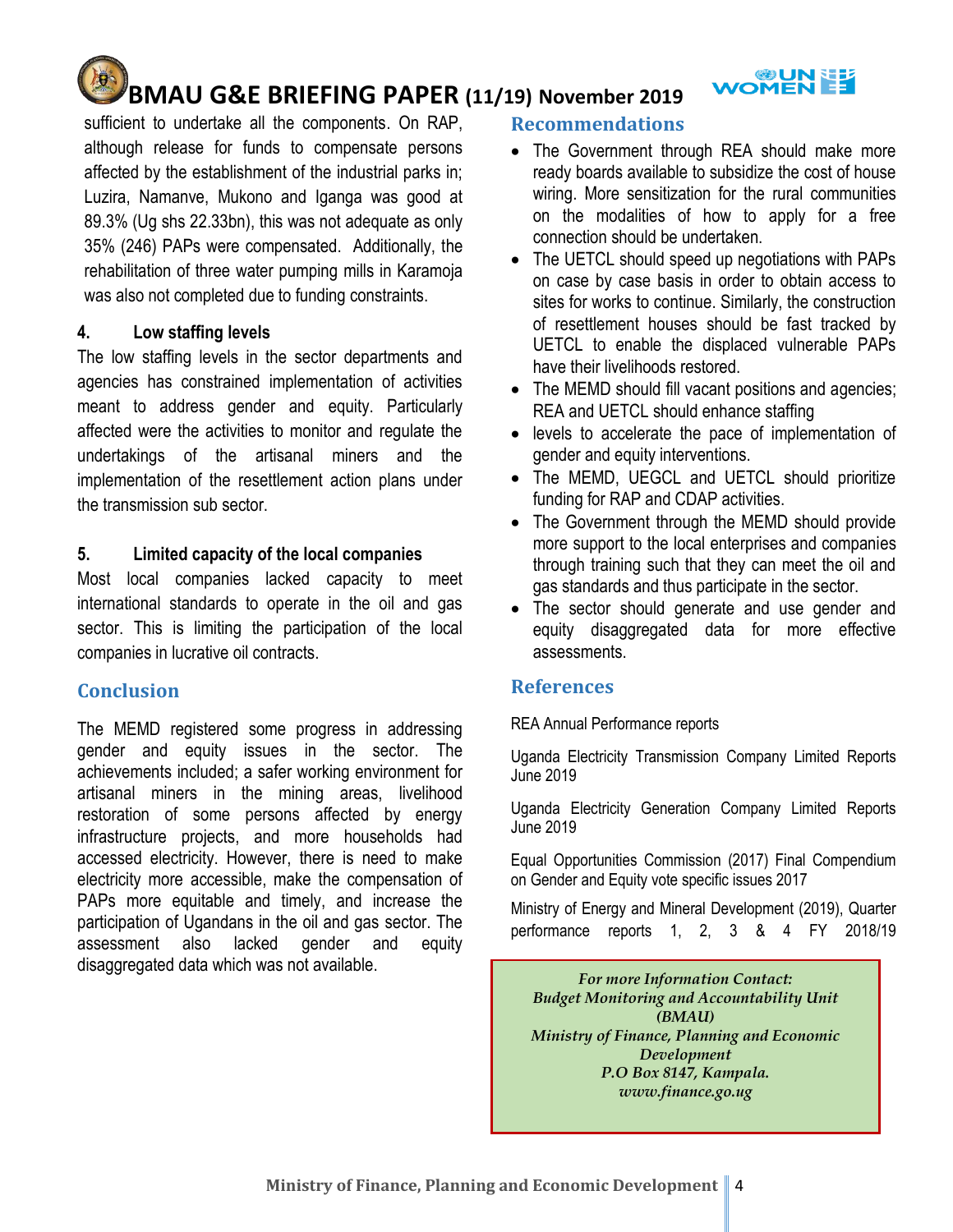sufficient to undertake all the components. On RAP, although release for funds to compensate persons affected by the establishment of the industrial parks in; Luzira, Namanve, Mukono and Iganga was good at 89.3% (Ug shs 22.33bn), this was not adequate as only 35% (246) PAPs were compensated. Additionally, the rehabilitation of three water pumping mills in Karamoja was also not completed due to funding constraints.

#### 4. Low staffing levels

The low staffing levels in the sector departments and agencies has constrained implementation of activities meant to address gender and equity. Particularly affected were the activities to monitor and regulate the undertakings of the artisanal miners and the implementation of the resettlement action plans under the transmission sub sector.

#### 5. Limited capacity of the local companies

Most local companies lacked capacity to meet international standards to operate in the oil and gas sector. This is limiting the participation of the local companies in lucrative oil contracts.

## Conclusion

The MEMD registered some progress in addressing gender and equity issues in the sector. The achievements included; a safer working environment for artisanal miners in the mining areas, livelihood restoration of some persons affected by energy infrastructure projects, and more households had accessed electricity. However, there is need to make electricity more accessible, make the compensation of PAPs more equitable and timely, and increase the participation of Ugandans in the oil and gas sector. The assessment also lacked gender and equity disaggregated data which was not available.

## Recommendations

- The Government through REA should make more ready boards available to subsidize the cost of house wiring. More sensitization for the rural communities on the modalities of how to apply for a free connection should be undertaken.
- The UETCL should speed up negotiations with PAPs on case by case basis in order to obtain access to sites for works to continue. Similarly, the construction of resettlement houses should be fast tracked by UETCL to enable the displaced vulnerable PAPs have their livelihoods restored.
- The MEMD should fill vacant positions and agencies; REA and UETCL should enhance staffing
- levels to accelerate the pace of implementation of gender and equity interventions.
- The MEMD, UEGCL and UETCL should prioritize funding for RAP and CDAP activities.
- The Government through the MEMD should provide more support to the local enterprises and companies through training such that they can meet the oil and gas standards and thus participate in the sector.
- The sector should generate and use gender and equity disaggregated data for more effective assessments.

## References

REA Annual Performance reports

Uganda Electricity Transmission Company Limited Reports June 2019

Uganda Electricity Generation Company Limited Reports June 2019

Equal Opportunities Commission (2017) Final Compendium on Gender and Equity vote specific issues 2017

Ministry of Energy and Mineral Development (2019), Quarter performance reports 1, 2, 3 & 4 FY 2018/19

*For more Information Contact:*
*Budget Monitoring and Accountability Unit (BMAU)*
*Ministry of Finance, Planning and Economic Development*
*P.O Box 8147, Kampala.*
*www.finance.go.ug*